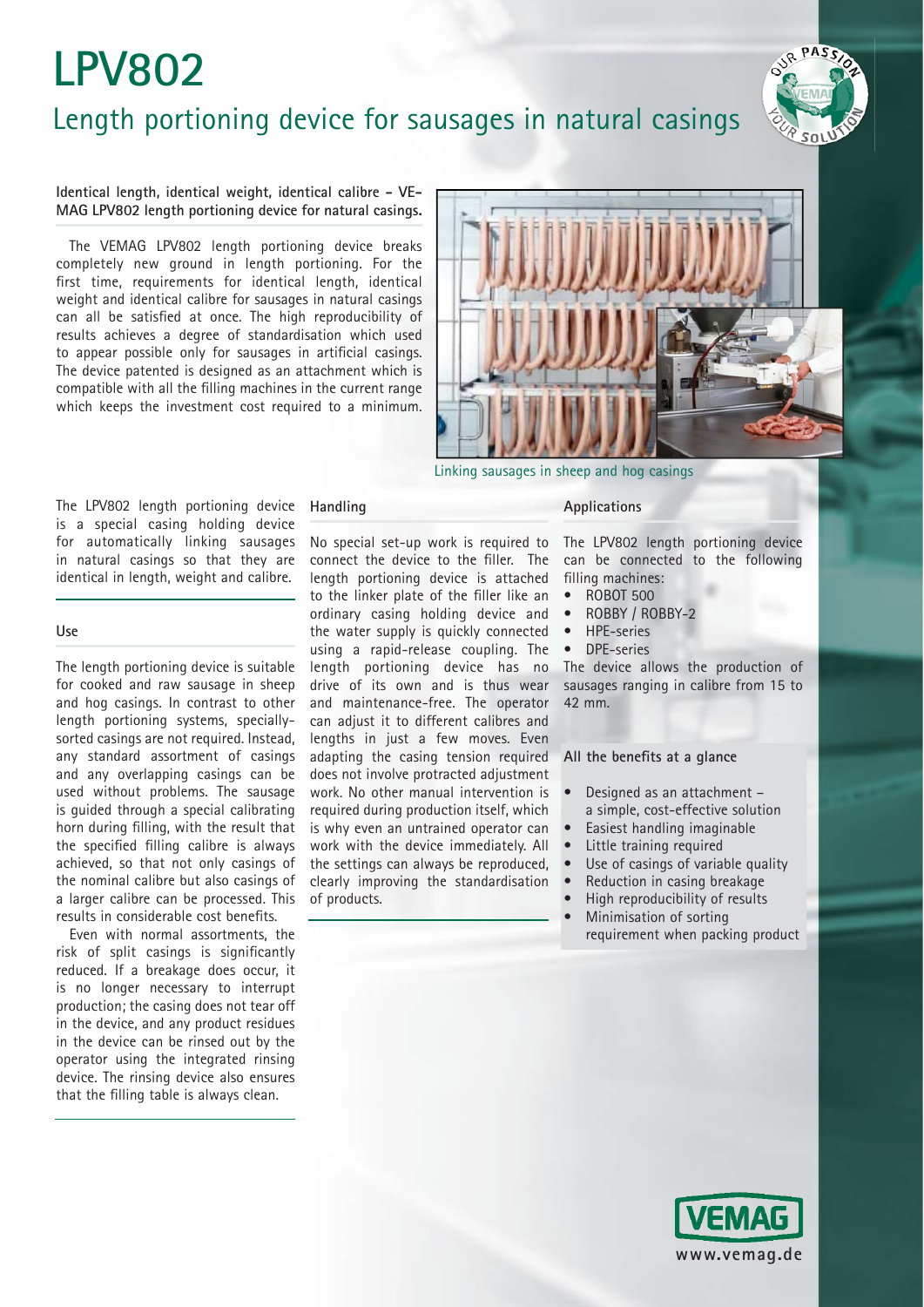# LPV802

## Length portioning device for sausages in natural casings

**Identical length, identical weight, identical calibre - VEMAG LPV802 length portioning device for natural casings.**

The VEMAG LPV802 length portioning device breaks completely new ground in length portioning. For the first time, requirements for identical length, identical weight and identical calibre for sausages in natural casings can all be satisfied at once. The high reproducibility of results achieves a degree of standardisation which used to appear possible only for sausages in artificial casings. The device patented is designed as an attachment which is compatible with all the filling machines in the current range which keeps the investment cost required to a minimum.

Linking sausages in sheep and hog casings

The LPV802 length portioning device is a special casing holding device for automatically linking sausages in natural casings so that they are identical in length, weight and calibre.

### Use

The length portioning device is suitable for cooked and raw sausage in sheep and hog casings. In contrast to other length portioning systems, specially-sorted casings are not required. Instead, any standard assortment of casings and any overlapping casings can be used without problems. The sausage is guided through a special calibrating horn during filling, with the result that the specified filling calibre is always achieved, so that not only casings of the nominal calibre but also casings of a larger calibre can be processed. This results in considerable cost benefits.

Even with normal assortments, the risk of split casings is significantly reduced. If a breakage does occur, it is no longer necessary to interrupt production; the casing does not tear off in the device, and any product residues in the device can be rinsed out by the operator using the integrated rinsing device. The rinsing device also ensures that the filling table is always clean.

### Handling

No special set-up work is required to connect the device to the filler. The length portioning device is attached to the linker plate of the filler like an ordinary casing holding device and the water supply is quickly connected using a rapid-release coupling. The length portioning device has no drive of its own and is thus wear and maintenance-free. The operator can adjust it to different calibres and lengths in just a few moves. Even adapting the casing tension required does not involve protracted adjustment work. No other manual intervention is required during production itself, which is why even an untrained operator can work with the device immediately. All the settings can always be reproduced, clearly improving the standardisation of products.

### Applications

The LPV802 length portioning device can be connected to the following filling machines:

- ROBOT 500
- ROBBY / ROBBY-2
- HPE-series
- DPE-series

The device allows the production of sausages ranging in calibre from 15 to 42 mm.

### All the benefits at a glance

- Designed as an attachment – a simple, cost-effective solution
- Easiest handling imaginable
- Little training required
- Use of casings of variable quality
- Reduction in casing breakage
- High reproducibility of results
- Minimisation of sorting requirement when packing product

VEMAG
www.vemag.de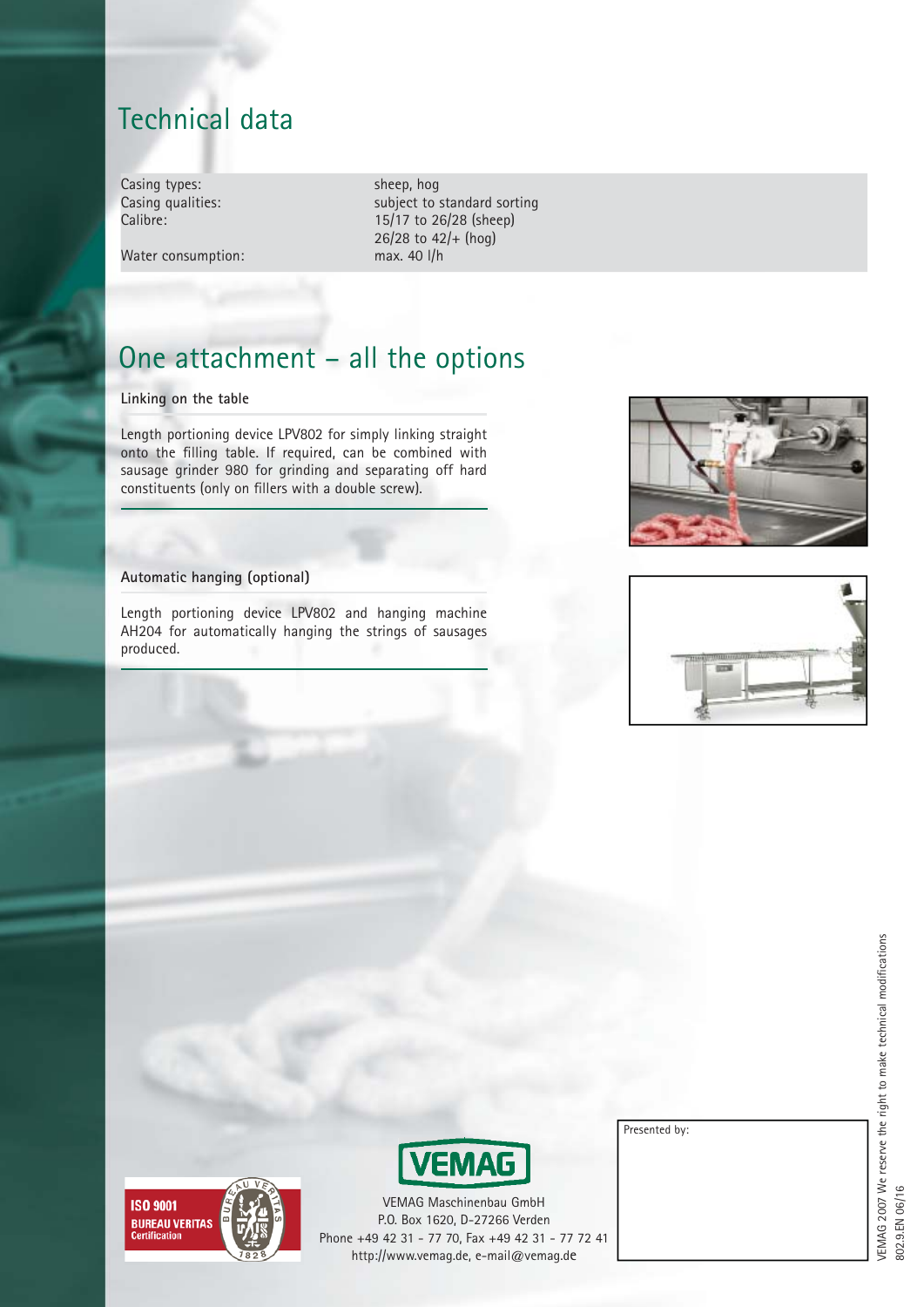# Technical data

| | |
|---|---|
| Casing types: | sheep, hog |
| Casing qualities: | subject to standard sorting |
| Calibre: | 15/17 to 26/28 (sheep)<br>26/28 to 42/+ (hog) |
| Water consumption: | max. 40 l/h |

# One attachment – all the options

### Linking on the table

Length portioning device LPV802 for simply linking straight onto the filling table. If required, can be combined with sausage grinder 980 for grinding and separating off hard constituents (only on fillers with a double screw).

### Automatic hanging (optional)

Length portioning device LPV802 and hanging machine AH204 for automatically hanging the strings of sausages produced.

ISO 9001
BUREAU VERITAS
Certification

VEMAG

VEMAG Maschinenbau GmbH
P.O. Box 1620, D-27266 Verden
Phone +49 42 31 - 77 70, Fax +49 42 31 - 77 72 41
http://www.vemag.de, e-mail@vemag.de

Presented by:

VEMAG 2007 We reserve the right to make technical modifications
802.9.EN 06/16